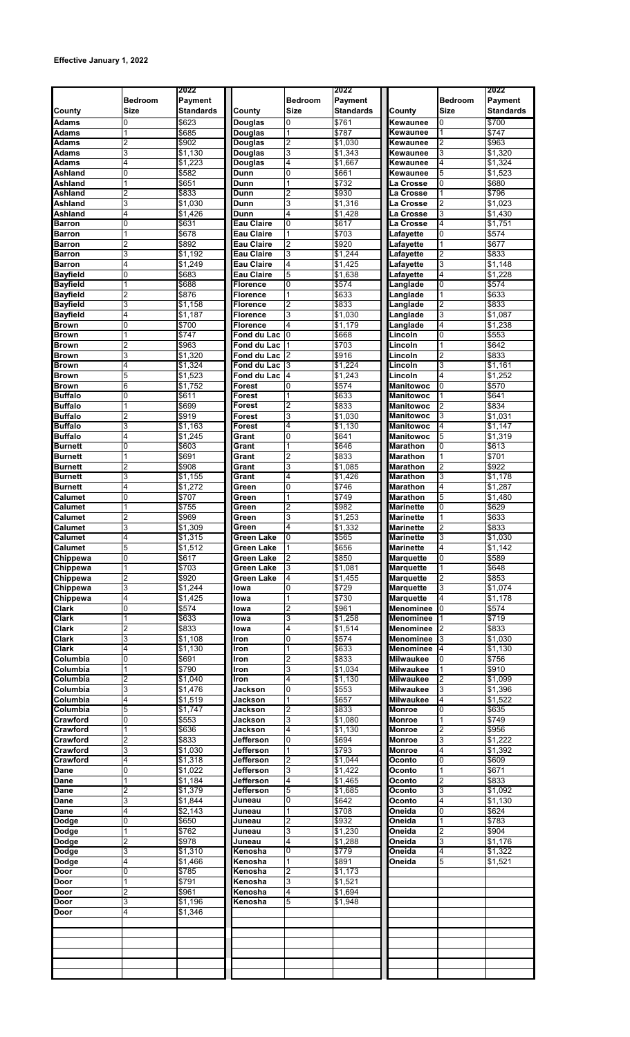**Effective January 1, 2022**

| County | Bedroom Size | 2022 Payment Standards |
|---|---|---|
| Adams | 0 | $623 |
| Adams | 1 | $685 |
| Adams | 2 | $902 |
| Adams | 3 | $1,130 |
| Adams | 4 | $1,223 |
| Ashland | 0 | $582 |
| Ashland | 1 | $651 |
| Ashland | 2 | $833 |
| Ashland | 3 | $1,030 |
| Ashland | 4 | $1,426 |
| Barron | 0 | $631 |
| Barron | 1 | $678 |
| Barron | 2 | $892 |
| Barron | 3 | $1,192 |
| Barron | 4 | $1,249 |
| Bayfield | 0 | $683 |
| Bayfield | 1 | $688 |
| Bayfield | 2 | $876 |
| Bayfield | 3 | $1,158 |
| Bayfield | 4 | $1,187 |
| Brown | 0 | $700 |
| Brown | 1 | $747 |
| Brown | 2 | $963 |
| Brown | 3 | $1,320 |
| Brown | 4 | $1,324 |
| Brown | 5 | $1,523 |
| Brown | 6 | $1,752 |
| Buffalo | 0 | $611 |
| Buffalo | 1 | $699 |
| Buffalo | 2 | $919 |
| Buffalo | 3 | $1,163 |
| Buffalo | 4 | $1,245 |
| Burnett | 0 | $603 |
| Burnett | 1 | $691 |
| Burnett | 2 | $908 |
| Burnett | 3 | $1,155 |
| Burnett | 4 | $1,272 |
| Calumet | 0 | $707 |
| Calumet | 1 | $755 |
| Calumet | 2 | $969 |
| Calumet | 3 | $1,309 |
| Calumet | 4 | $1,315 |
| Calumet | 5 | $1,512 |
| Chippewa | 0 | $617 |
| Chippewa | 1 | $703 |
| Chippewa | 2 | $920 |
| Chippewa | 3 | $1,244 |
| Chippewa | 4 | $1,425 |
| Clark | 0 | $574 |
| Clark | 1 | $633 |
| Clark | 2 | $833 |
| Clark | 3 | $1,108 |
| Clark | 4 | $1,130 |
| Columbia | 0 | $691 |
| Columbia | 1 | $790 |
| Columbia | 2 | $1,040 |
| Columbia | 3 | $1,476 |
| Columbia | 4 | $1,519 |
| Columbia | 5 | $1,747 |
| Crawford | 0 | $553 |
| Crawford | 1 | $636 |
| Crawford | 2 | $833 |
| Crawford | 3 | $1,030 |
| Crawford | 4 | $1,318 |
| Dane | 0 | $1,022 |
| Dane | 1 | $1,184 |
| Dane | 2 | $1,379 |
| Dane | 3 | $1,844 |
| Dane | 4 | $2,143 |
| Dodge | 0 | $650 |
| Dodge | 1 | $762 |
| Dodge | 2 | $978 |
| Dodge | 3 | $1,310 |
| Dodge | 4 | $1,466 |
| Door | 0 | $785 |
| Door | 1 | $791 |
| Door | 2 | $961 |
| Door | 3 | $1,196 |
| Door | 4 | $1,346 |
| Douglas | 0 | $761 |
| Douglas | 1 | $787 |
| Douglas | 2 | $1,030 |
| Douglas | 3 | $1,343 |
| Douglas | 4 | $1,667 |
| Dunn | 0 | $661 |
| Dunn | 1 | $732 |
| Dunn | 2 | $930 |
| Dunn | 3 | $1,316 |
| Dunn | 4 | $1,428 |
| Eau Claire | 0 | $617 |
| Eau Claire | 1 | $703 |
| Eau Claire | 2 | $920 |
| Eau Claire | 3 | $1,244 |
| Eau Claire | 4 | $1,425 |
| Eau Claire | 5 | $1,638 |
| Florence | 0 | $574 |
| Florence | 1 | $633 |
| Florence | 2 | $833 |
| Florence | 3 | $1,030 |
| Florence | 4 | $1,179 |
| Fond du Lac | 0 | $668 |
| Fond du Lac | 1 | $703 |
| Fond du Lac | 2 | $916 |
| Fond du Lac | 3 | $1,224 |
| Fond du Lac | 4 | $1,243 |
| Forest | 0 | $574 |
| Forest | 1 | $633 |
| Forest | 2 | $833 |
| Forest | 3 | $1,030 |
| Forest | 4 | $1,130 |
| Grant | 0 | $641 |
| Grant | 1 | $646 |
| Grant | 2 | $833 |
| Grant | 3 | $1,085 |
| Grant | 4 | $1,426 |
| Green | 0 | $746 |
| Green | 1 | $749 |
| Green | 2 | $982 |
| Green | 3 | $1,253 |
| Green | 4 | $1,332 |
| Green Lake | 0 | $565 |
| Green Lake | 1 | $656 |
| Green Lake | 2 | $850 |
| Green Lake | 3 | $1,081 |
| Green Lake | 4 | $1,455 |
| Iowa | 0 | $729 |
| Iowa | 1 | $730 |
| Iowa | 2 | $961 |
| Iowa | 3 | $1,258 |
| Iowa | 4 | $1,514 |
| Iron | 0 | $574 |
| Iron | 1 | $633 |
| Iron | 2 | $833 |
| Iron | 3 | $1,034 |
| Iron | 4 | $1,130 |
| Jackson | 0 | $553 |
| Jackson | 1 | $657 |
| Jackson | 2 | $833 |
| Jackson | 3 | $1,080 |
| Jackson | 4 | $1,130 |
| Jefferson | 0 | $694 |
| Jefferson | 1 | $793 |
| Jefferson | 2 | $1,044 |
| Jefferson | 3 | $1,422 |
| Jefferson | 4 | $1,465 |
| Jefferson | 5 | $1,685 |
| Juneau | 0 | $642 |
| Juneau | 1 | $708 |
| Juneau | 2 | $932 |
| Juneau | 3 | $1,230 |
| Juneau | 4 | $1,288 |
| Kenosha | 0 | $779 |
| Kenosha | 1 | $891 |
| Kenosha | 2 | $1,173 |
| Kenosha | 3 | $1,521 |
| Kenosha | 4 | $1,694 |
| Kenosha | 5 | $1,948 |
| Kewaunee | 0 | $700 |
| Kewaunee | 1 | $747 |
| Kewaunee | 2 | $963 |
| Kewaunee | 3 | $1,320 |
| Kewaunee | 4 | $1,324 |
| Kewaunee | 5 | $1,523 |
| La Crosse | 0 | $680 |
| La Crosse | 1 | $796 |
| La Crosse | 2 | $1,023 |
| La Crosse | 3 | $1,430 |
| La Crosse | 4 | $1,751 |
| Lafayette | 0 | $574 |
| Lafayette | 1 | $677 |
| Lafayette | 2 | $833 |
| Lafayette | 3 | $1,148 |
| Lafayette | 4 | $1,228 |
| Langlade | 0 | $574 |
| Langlade | 1 | $633 |
| Langlade | 2 | $833 |
| Langlade | 3 | $1,087 |
| Langlade | 4 | $1,238 |
| Lincoln | 0 | $553 |
| Lincoln | 1 | $642 |
| Lincoln | 2 | $833 |
| Lincoln | 3 | $1,161 |
| Lincoln | 4 | $1,252 |
| Manitowoc | 0 | $570 |
| Manitowoc | 1 | $641 |
| Manitowoc | 2 | $834 |
| Manitowoc | 3 | $1,031 |
| Manitowoc | 4 | $1,147 |
| Manitowoc | 5 | $1,319 |
| Marathon | 0 | $613 |
| Marathon | 1 | $701 |
| Marathon | 2 | $922 |
| Marathon | 3 | $1,178 |
| Marathon | 4 | $1,287 |
| Marathon | 5 | $1,480 |
| Marinette | 0 | $629 |
| Marinette | 1 | $633 |
| Marinette | 2 | $833 |
| Marinette | 3 | $1,030 |
| Marinette | 4 | $1,142 |
| Marquette | 0 | $589 |
| Marquette | 1 | $648 |
| Marquette | 2 | $853 |
| Marquette | 3 | $1,074 |
| Marquette | 4 | $1,178 |
| Menominee | 0 | $574 |
| Menominee | 1 | $719 |
| Menominee | 2 | $833 |
| Menominee | 3 | $1,030 |
| Menominee | 4 | $1,130 |
| Milwaukee | 0 | $756 |
| Milwaukee | 1 | $910 |
| Milwaukee | 2 | $1,099 |
| Milwaukee | 3 | $1,396 |
| Milwaukee | 4 | $1,522 |
| Monroe | 0 | $635 |
| Monroe | 1 | $749 |
| Monroe | 2 | $956 |
| Monroe | 3 | $1,222 |
| Monroe | 4 | $1,392 |
| Oconto | 0 | $609 |
| Oconto | 1 | $671 |
| Oconto | 2 | $833 |
| Oconto | 3 | $1,092 |
| Oconto | 4 | $1,130 |
| Oneida | 0 | $624 |
| Oneida | 1 | $783 |
| Oneida | 2 | $904 |
| Oneida | 3 | $1,176 |
| Oneida | 4 | $1,322 |
| Oneida | 5 | $1,521 |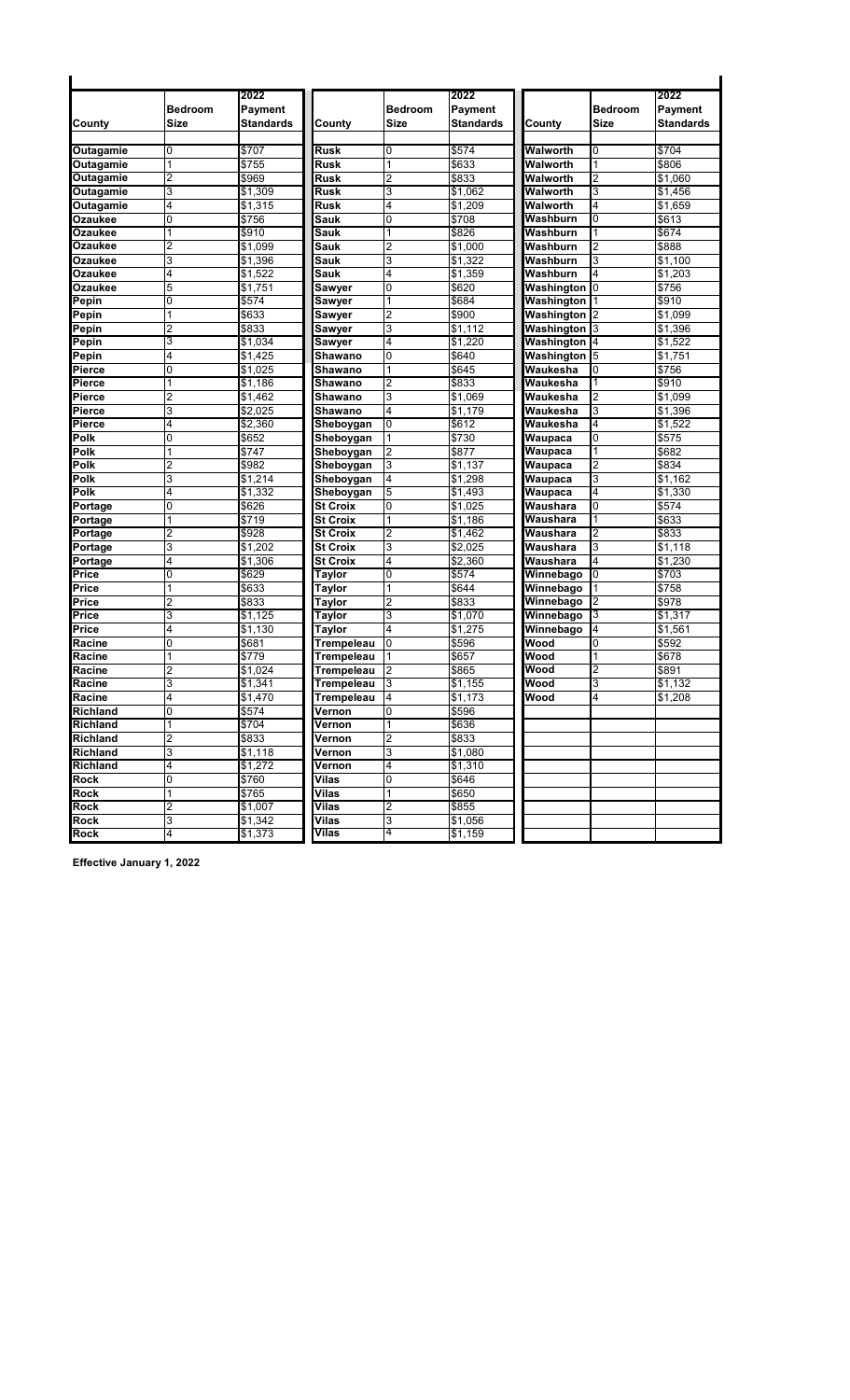| County | Bedroom Size | 2022 Payment Standards | County | Bedroom Size | 2022 Payment Standards | County | Bedroom Size | 2022 Payment Standards |
|---|---|---|---|---|---|---|---|---|
| Outagamie | 0 | $707 | Rusk | 0 | $574 | Walworth | 0 | $704 |
| Outagamie | 1 | $755 | Rusk | 1 | $633 | Walworth | 1 | $806 |
| Outagamie | 2 | $969 | Rusk | 2 | $833 | Walworth | 2 | $1,060 |
| Outagamie | 3 | $1,309 | Rusk | 3 | $1,062 | Walworth | 3 | $1,456 |
| Outagamie | 4 | $1,315 | Rusk | 4 | $1,209 | Walworth | 4 | $1,659 |
| Ozaukee | 0 | $756 | Sauk | 0 | $708 | Washburn | 0 | $613 |
| Ozaukee | 1 | $910 | Sauk | 1 | $826 | Washburn | 1 | $674 |
| Ozaukee | 2 | $1,099 | Sauk | 2 | $1,000 | Washburn | 2 | $888 |
| Ozaukee | 3 | $1,396 | Sauk | 3 | $1,322 | Washburn | 3 | $1,100 |
| Ozaukee | 4 | $1,522 | Sauk | 4 | $1,359 | Washburn | 4 | $1,203 |
| Ozaukee | 5 | $1,751 | Sawyer | 0 | $620 | Washington | 0 | $756 |
| Pepin | 0 | $574 | Sawyer | 1 | $684 | Washington | 1 | $910 |
| Pepin | 1 | $633 | Sawyer | 2 | $900 | Washington | 2 | $1,099 |
| Pepin | 2 | $833 | Sawyer | 3 | $1,112 | Washington | 3 | $1,396 |
| Pepin | 3 | $1,034 | Sawyer | 4 | $1,220 | Washington | 4 | $1,522 |
| Pepin | 4 | $1,425 | Shawano | 0 | $640 | Washington | 5 | $1,751 |
| Pierce | 0 | $1,025 | Shawano | 1 | $645 | Waukesha | 0 | $756 |
| Pierce | 1 | $1,186 | Shawano | 2 | $833 | Waukesha | 1 | $910 |
| Pierce | 2 | $1,462 | Shawano | 3 | $1,069 | Waukesha | 2 | $1,099 |
| Pierce | 3 | $2,025 | Shawano | 4 | $1,179 | Waukesha | 3 | $1,396 |
| Pierce | 4 | $2,360 | Sheboygan | 0 | $612 | Waukesha | 4 | $1,522 |
| Polk | 0 | $652 | Sheboygan | 1 | $730 | Waupaca | 0 | $575 |
| Polk | 1 | $747 | Sheboygan | 2 | $877 | Waupaca | 1 | $682 |
| Polk | 2 | $982 | Sheboygan | 3 | $1,137 | Waupaca | 2 | $834 |
| Polk | 3 | $1,214 | Sheboygan | 4 | $1,298 | Waupaca | 3 | $1,162 |
| Polk | 4 | $1,332 | Sheboygan | 5 | $1,493 | Waupaca | 4 | $1,330 |
| Portage | 0 | $626 | St Croix | 0 | $1,025 | Waushara | 0 | $574 |
| Portage | 1 | $719 | St Croix | 1 | $1,186 | Waushara | 1 | $633 |
| Portage | 2 | $928 | St Croix | 2 | $1,462 | Waushara | 2 | $833 |
| Portage | 3 | $1,202 | St Croix | 3 | $2,025 | Waushara | 3 | $1,118 |
| Portage | 4 | $1,306 | St Croix | 4 | $2,360 | Waushara | 4 | $1,230 |
| Price | 0 | $629 | Taylor | 0 | $574 | Winnebago | 0 | $703 |
| Price | 1 | $633 | Taylor | 1 | $644 | Winnebago | 1 | $758 |
| Price | 2 | $833 | Taylor | 2 | $833 | Winnebago | 2 | $978 |
| Price | 3 | $1,125 | Taylor | 3 | $1,070 | Winnebago | 3 | $1,317 |
| Price | 4 | $1,130 | Taylor | 4 | $1,275 | Winnebago | 4 | $1,561 |
| Racine | 0 | $681 | Trempeleau | 0 | $596 | Wood | 0 | $592 |
| Racine | 1 | $779 | Trempeleau | 1 | $657 | Wood | 1 | $678 |
| Racine | 2 | $1,024 | Trempeleau | 2 | $865 | Wood | 2 | $891 |
| Racine | 3 | $1,341 | Trempeleau | 3 | $1,155 | Wood | 3 | $1,132 |
| Racine | 4 | $1,470 | Trempeleau | 4 | $1,173 | Wood | 4 | $1,208 |
| Richland | 0 | $574 | Vernon | 0 | $596 | | | |
| Richland | 1 | $704 | Vernon | 1 | $636 | | | |
| Richland | 2 | $833 | Vernon | 2 | $833 | | | |
| Richland | 3 | $1,118 | Vernon | 3 | $1,080 | | | |
| Richland | 4 | $1,272 | Vernon | 4 | $1,310 | | | |
| Rock | 0 | $760 | Vilas | 0 | $646 | | | |
| Rock | 1 | $765 | Vilas | 1 | $650 | | | |
| Rock | 2 | $1,007 | Vilas | 2 | $855 | | | |
| Rock | 3 | $1,342 | Vilas | 3 | $1,056 | | | |
| Rock | 4 | $1,373 | Vilas | 4 | $1,159 | | | |

**Effective January 1, 2022**